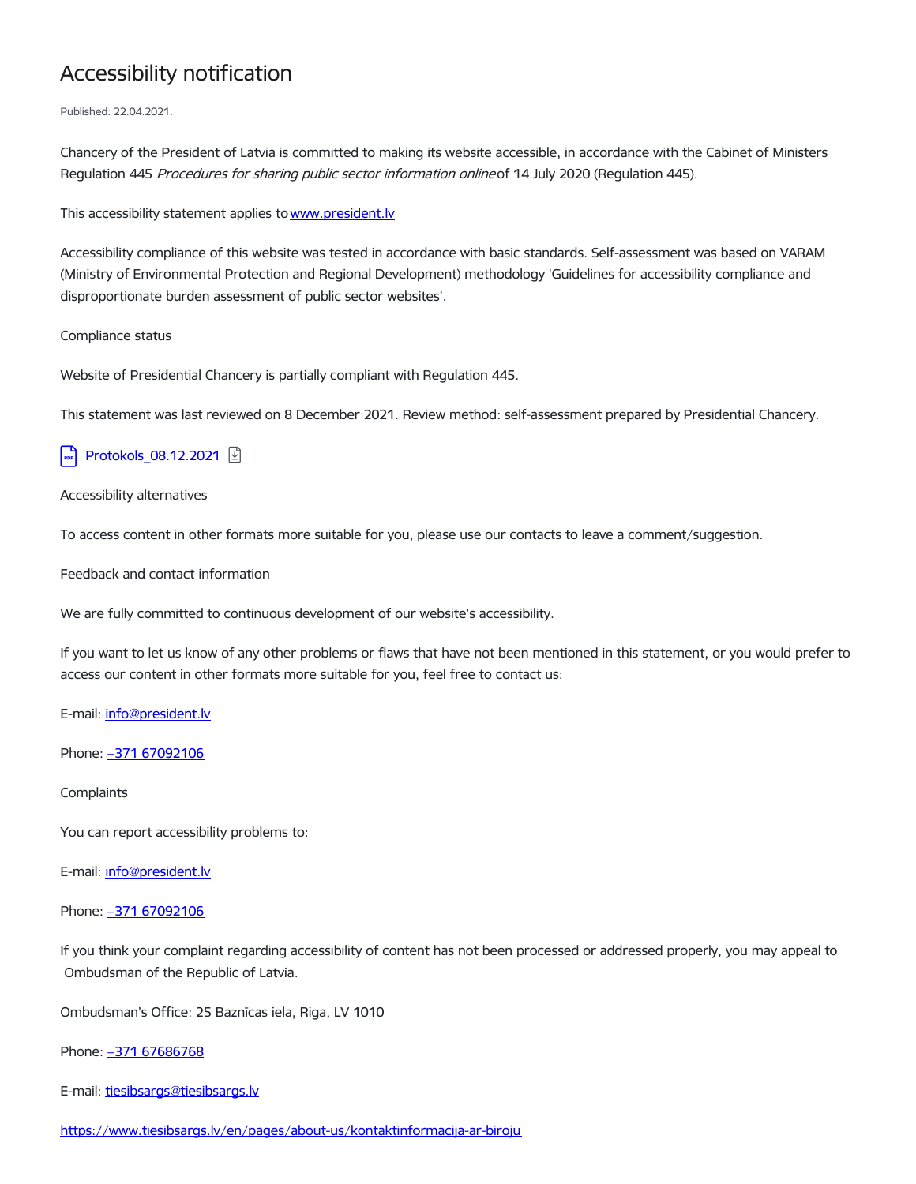# Accessibility notification

Published: 22.04.2021.

Chancery of the President of Latvia is committed to making its website accessible, in accordance with the Cabinet of Ministers Regulation 445 *Procedures for sharing public sector information online* of 14 July 2020 (Regulation 445).

This accessibility statement applies to [www.president.lv](www.president.lv)

Accessibility compliance of this website was tested in accordance with basic standards. Self-assessment was based on VARAM (Ministry of Environmental Protection and Regional Development) methodology 'Guidelines for accessibility compliance and disproportionate burden assessment of public sector websites'.

Compliance status

Website of Presidential Chancery is partially compliant with Regulation 445.

This statement was last reviewed on 8 December 2021. Review method: self-assessment prepared by Presidential Chancery.

Protokols_08.12.2021

Accessibility alternatives

To access content in other formats more suitable for you, please use our contacts to leave a comment/suggestion.

Feedback and contact information

We are fully committed to continuous development of our website's accessibility.

If you want to let us know of any other problems or flaws that have not been mentioned in this statement, or you would prefer to access our content in other formats more suitable for you, feel free to contact us:

E-mail: info@president.lv

Phone: +371 67092106

Complaints

You can report accessibility problems to:

E-mail: info@president.lv

Phone: +371 67092106

If you think your complaint regarding accessibility of content has not been processed or addressed properly, you may appeal to Ombudsman of the Republic of Latvia.

Ombudsman's Office: 25 Baznīcas iela, Riga, LV 1010

Phone: +371 67686768

E-mail: tiesibsargs@tiesibsargs.lv

https://www.tiesibsargs.lv/en/pages/about-us/kontaktinformacija-ar-biroju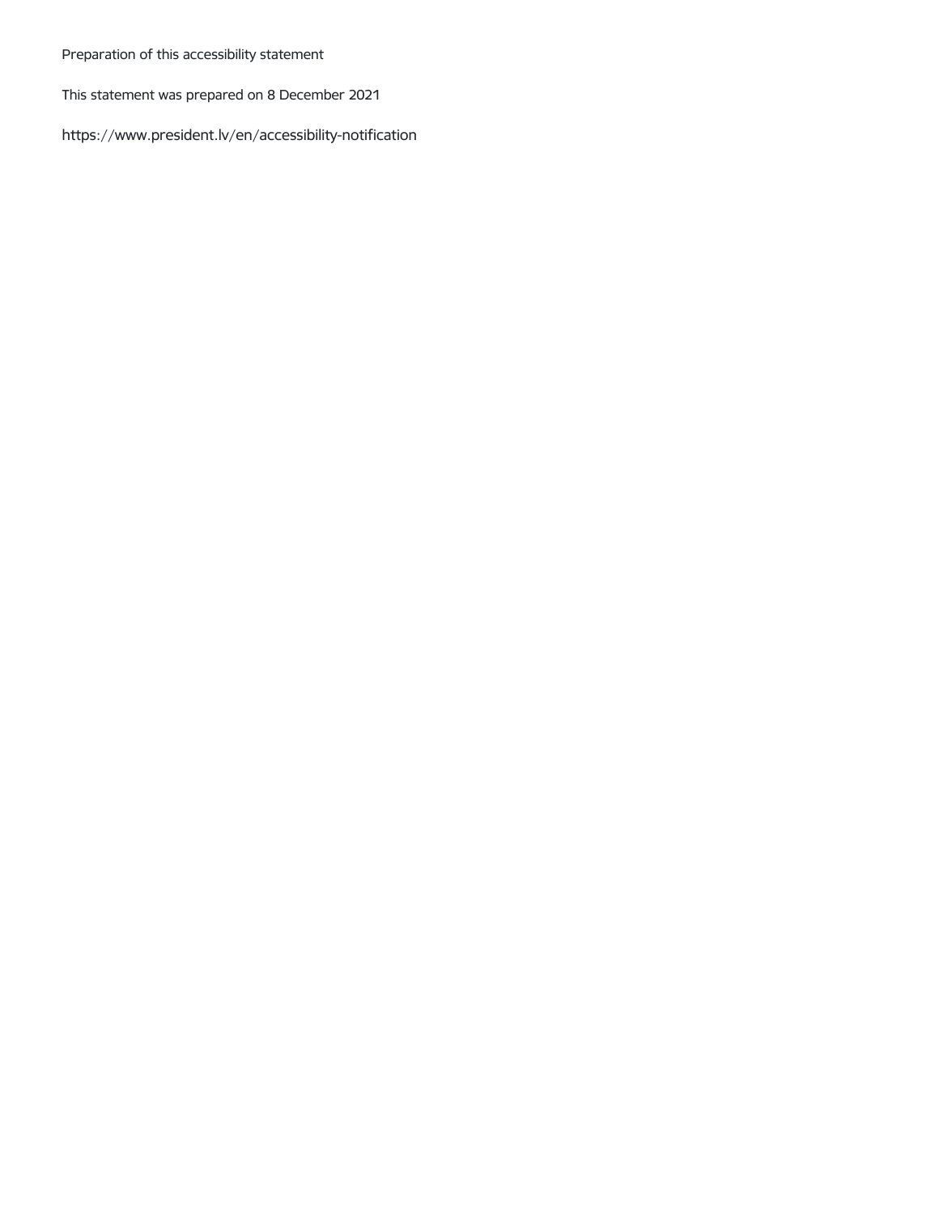Preparation of this accessibility statement

This statement was prepared on 8 December 2021

https://www.president.lv/en/accessibility-notification